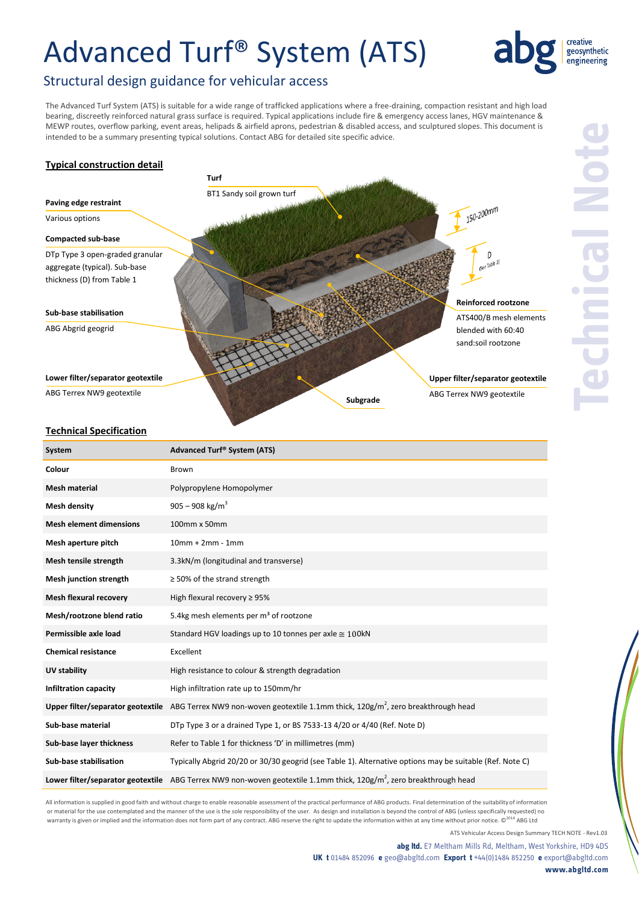# Advanced Turf® System (ATS)

## Structural design guidance for vehicular access

The Advanced Turf System (ATS) is suitable for a wide range of trafficked applications where a free-draining, compaction resistant and high load bearing, discreetly reinforced natural grass surface is required. Typical applications include fire & emergency access lanes, HGV maintenance & MEWP routes, overflow parking, event areas, helipads & airfield aprons, pedestrian & disabled access, and sculptured slopes. This document is intended to be a summary presenting typical solutions. Contact ABG for detailed site specific advice.

### Typical construction detail

**Turf**
BT1 Sandy soil grown turf

**Paving edge restraint**
Various options

**Compacted sub-base**
DTp Type 3 open-graded granular aggregate (typical). Sub-base thickness (D) from Table 1

**Sub-base stabilisation**
ABG Abgrid geogrid

**Lower filter/separator geotextile**
ABG Terrex NW9 geotextile

**Reinforced rootzone**
ATS400/B mesh elements blended with 60:40 sand:soil rootzone

**Upper filter/separator geotextile**
ABG Terrex NW9 geotextile

**Subgrade**

150-200mm

D (See Table 1)

### Technical Specification

| System | Advanced Turf® System (ATS) |
|---|---|
| Colour | Brown |
| Mesh material | Polypropylene Homopolymer |
| Mesh density | 905 – 908 kg/m$^3$ |
| Mesh element dimensions | 100mm x 50mm |
| Mesh aperture pitch | 10mm + 2mm - 1mm |
| Mesh tensile strength | 3.3kN/m (longitudinal and transverse) |
| Mesh junction strength | ≥ 50% of the strand strength |
| Mesh flexural recovery | High flexural recovery ≥ 95% |
| Mesh/rootzone blend ratio | 5.4kg mesh elements per m$^3$ of rootzone |
| Permissible axle load | Standard HGV loadings up to 10 tonnes per axle ≅ 100kN |
| Chemical resistance | Excellent |
| UV stability | High resistance to colour & strength degradation |
| Infiltration capacity | High infiltration rate up to 150mm/hr |
| Upper filter/separator geotextile | ABG Terrex NW9 non-woven geotextile 1.1mm thick, 120g/m$^2$, zero breakthrough head |
| Sub-base material | DTp Type 3 or a drained Type 1, or BS 7533-13 4/20 or 4/40 (Ref. Note D) |
| Sub-base layer thickness | Refer to Table 1 for thickness 'D' in millimetres (mm) |
| Sub-base stabilisation | Typically Abgrid 20/20 or 30/30 geogrid (see Table 1). Alternative options may be suitable (Ref. Note C) |
| Lower filter/separator geotextile | ABG Terrex NW9 non-woven geotextile 1.1mm thick, 120g/m$^2$, zero breakthrough head |

All information is supplied in good faith and without charge to enable reasonable assessment of the practical performance of ABG products. Final determination of the suitability of information or material for the use contemplated and the manner of the use is the sole responsibility of the user. As design and installation is beyond the control of ABG (unless specifically requested) no warranty is given or implied and the information does not form part of any contract. ABG reserve the right to update the information within at any time without prior notice. ©2014 ABG Ltd

ATS Vehicular Access Design Summary TECH NOTE - Rev1.03

**abg ltd.** E7 Meltham Mills Rd, Meltham, West Yorkshire, HD9 4DS
**UK t** 01484 852096 **e** geo@abgltd.com **Export t** +44(0)1484 852250 **e** export@abgltd.com
**www.abgltd.com**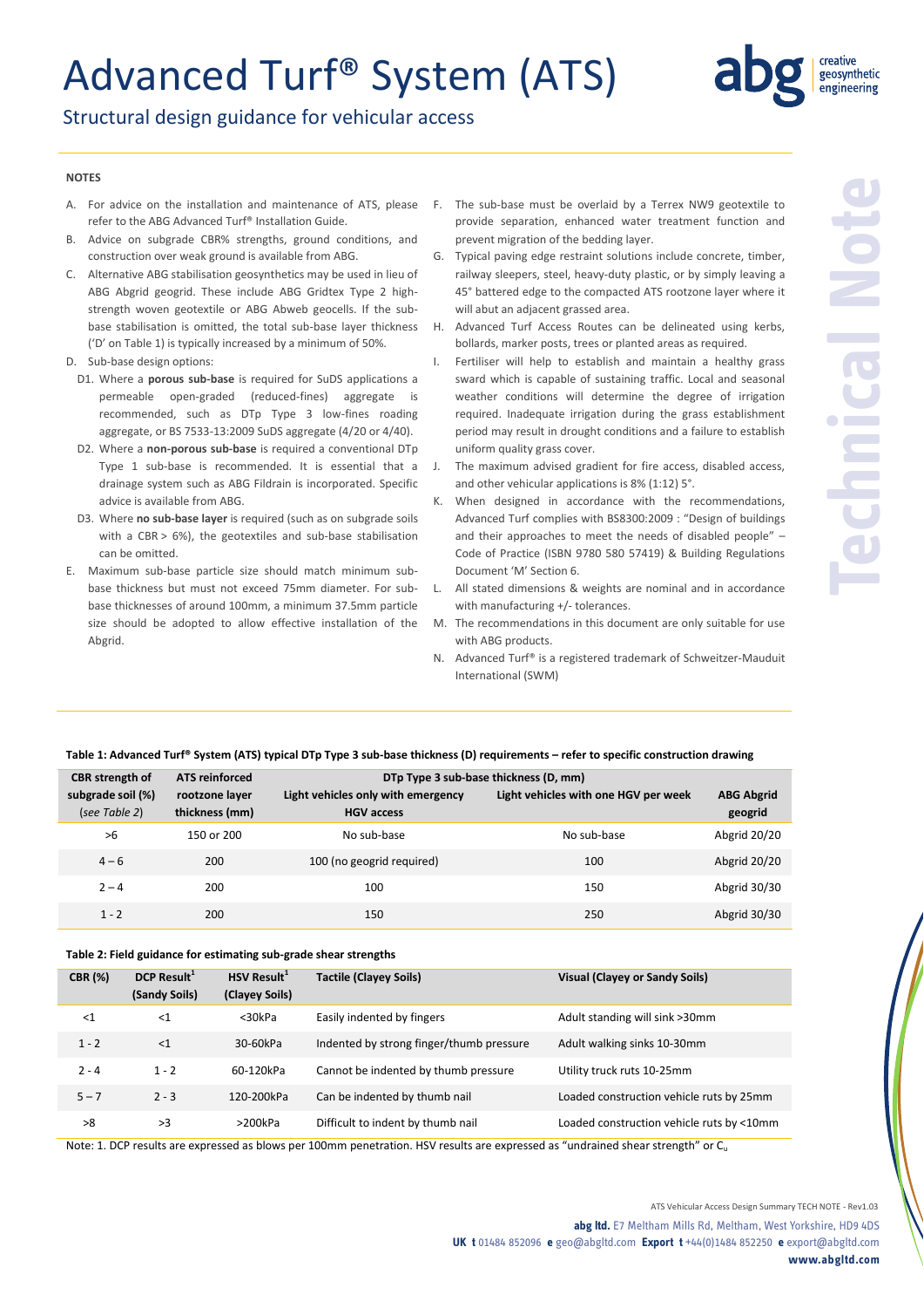# Advanced Turf® System (ATS)

## Structural design guidance for vehicular access

**NOTES**

A. For advice on the installation and maintenance of ATS, please refer to the ABG Advanced Turf® Installation Guide.

B. Advice on subgrade CBR% strengths, ground conditions, and construction over weak ground is available from ABG.

C. Alternative ABG stabilisation geosynthetics may be used in lieu of ABG Abgrid geogrid. These include ABG Gridtex Type 2 high-strength woven geotextile or ABG Abweb geocells. If the sub-base stabilisation is omitted, the total sub-base layer thickness ('D' on Table 1) is typically increased by a minimum of 50%.

D. Sub-base design options:

D1. Where a **porous sub-base** is required for SuDS applications a permeable open-graded (reduced-fines) aggregate is recommended, such as DTp Type 3 low-fines roading aggregate, or BS 7533-13:2009 SuDS aggregate (4/20 or 4/40).

D2. Where a **non-porous sub-base** is required a conventional DTp Type 1 sub-base is recommended. It is essential that a drainage system such as ABG Fildrain is incorporated. Specific advice is available from ABG.

D3. Where **no sub-base layer** is required (such as on subgrade soils with a CBR > 6%), the geotextiles and sub-base stabilisation can be omitted.

E. Maximum sub-base particle size should match minimum sub-base thickness but must not exceed 75mm diameter. For sub-base thicknesses of around 100mm, a minimum 37.5mm particle size should be adopted to allow effective installation of the Abgrid.

F. The sub-base must be overlaid by a Terrex NW9 geotextile to provide separation, enhanced water treatment function and prevent migration of the bedding layer.

G. Typical paving edge restraint solutions include concrete, timber, railway sleepers, steel, heavy-duty plastic, or by simply leaving a 45° battered edge to the compacted ATS rootzone layer where it will abut an adjacent grassed area.

H. Advanced Turf Access Routes can be delineated using kerbs, bollards, marker posts, trees or planted areas as required.

I. Fertiliser will help to establish and maintain a healthy grass sward which is capable of sustaining traffic. Local and seasonal weather conditions will determine the degree of irrigation required. Inadequate irrigation during the grass establishment period may result in drought conditions and a failure to establish uniform quality grass cover.

J. The maximum advised gradient for fire access, disabled access, and other vehicular applications is 8% (1:12) 5°.

K. When designed in accordance with the recommendations, Advanced Turf complies with BS8300:2009 : "Design of buildings and their approaches to meet the needs of disabled people" – Code of Practice (ISBN 9780 580 57419) & Building Regulations Document 'M' Section 6.

L. All stated dimensions & weights are nominal and in accordance with manufacturing +/- tolerances.

M. The recommendations in this document are only suitable for use with ABG products.

N. Advanced Turf® is a registered trademark of Schweitzer-Mauduit International (SWM)

**Table 1: Advanced Turf® System (ATS) typical DTp Type 3 sub-base thickness (D) requirements – refer to specific construction drawing**

| CBR strength of subgrade soil (%) (*see Table 2*) | ATS reinforced rootzone layer thickness (mm) | DTp Type 3 sub-base thickness (D, mm) | | |
|---|---|---|---|---|
| | | Light vehicles only with emergency HGV access | Light vehicles with one HGV per week | ABG Abgrid geogrid |
| >6 | 150 or 200 | No sub-base | No sub-base | Abgrid 20/20 |
| 4 – 6 | 200 | 100 (no geogrid required) | 100 | Abgrid 20/20 |
| 2 – 4 | 200 | 100 | 150 | Abgrid 30/30 |
| 1 - 2 | 200 | 150 | 250 | Abgrid 30/30 |

**Table 2: Field guidance for estimating sub-grade shear strengths**

| CBR (%) | DCP Result[1] (Sandy Soils) | HSV Result[1] (Clayey Soils) | Tactile (Clayey Soils) | Visual (Clayey or Sandy Soils) |
|---|---|---|---|---|
| <1 | <1 | <30kPa | Easily indented by fingers | Adult standing will sink >30mm |
| 1 - 2 | <1 | 30-60kPa | Indented by strong finger/thumb pressure | Adult walking sinks 10-30mm |
| 2 - 4 | 1 - 2 | 60-120kPa | Cannot be indented by thumb pressure | Utility truck ruts 10-25mm |
| 5 – 7 | 2 - 3 | 120-200kPa | Can be indented by thumb nail | Loaded construction vehicle ruts by 25mm |
| >8 | >3 | >200kPa | Difficult to indent by thumb nail | Loaded construction vehicle ruts by <10mm |

Note: 1. DCP results are expressed as blows per 100mm penetration. HSV results are expressed as "undrained shear strength" or $C_u$

ATS Vehicular Access Design Summary TECH NOTE - Rev1.03

**abg ltd.** E7 Meltham Mills Rd, Meltham, West Yorkshire, HD9 4DS
**UK t** 01484 852096 **e** geo@abgltd.com **Export t** +44(0)1484 852250 **e** export@abgltd.com
**www.abgltd.com**